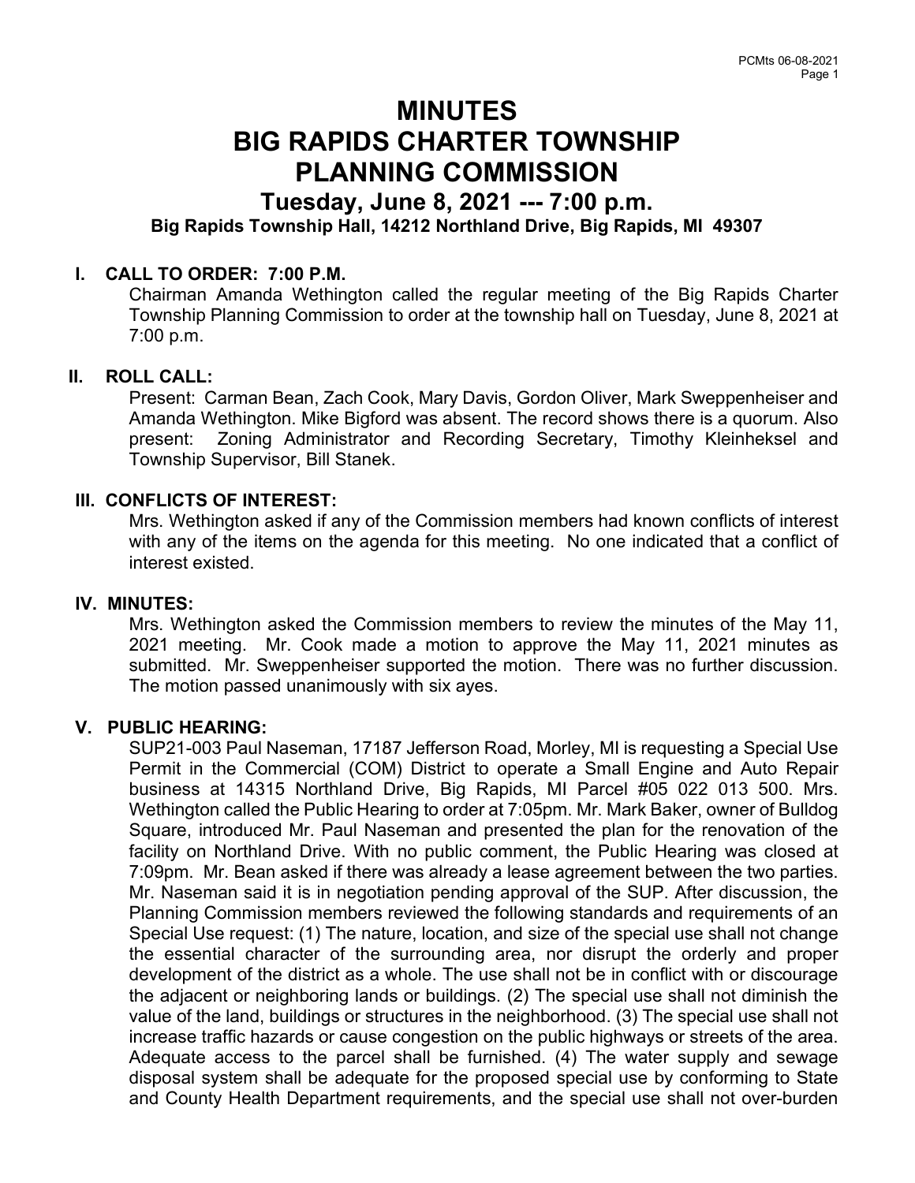# MINUTES
# BIG RAPIDS CHARTER TOWNSHIP
# PLANNING COMMISSION

## Tuesday, June 8, 2021 --- 7:00 p.m.

**Big Rapids Township Hall, 14212 Northland Drive, Big Rapids, MI 49307**

### I. CALL TO ORDER: 7:00 P.M.

Chairman Amanda Wethington called the regular meeting of the Big Rapids Charter Township Planning Commission to order at the township hall on Tuesday, June 8, 2021 at 7:00 p.m.

### II. ROLL CALL:

Present: Carman Bean, Zach Cook, Mary Davis, Gordon Oliver, Mark Sweppenheiser and Amanda Wethington. Mike Bigford was absent. The record shows there is a quorum. Also present: Zoning Administrator and Recording Secretary, Timothy Kleinheksel and Township Supervisor, Bill Stanek.

### III. CONFLICTS OF INTEREST:

Mrs. Wethington asked if any of the Commission members had known conflicts of interest with any of the items on the agenda for this meeting. No one indicated that a conflict of interest existed.

### IV. MINUTES:

Mrs. Wethington asked the Commission members to review the minutes of the May 11, 2021 meeting. Mr. Cook made a motion to approve the May 11, 2021 minutes as submitted. Mr. Sweppenheiser supported the motion. There was no further discussion. The motion passed unanimously with six ayes.

### V. PUBLIC HEARING:

SUP21-003 Paul Naseman, 17187 Jefferson Road, Morley, MI is requesting a Special Use Permit in the Commercial (COM) District to operate a Small Engine and Auto Repair business at 14315 Northland Drive, Big Rapids, MI Parcel #05 022 013 500. Mrs. Wethington called the Public Hearing to order at 7:05pm. Mr. Mark Baker, owner of Bulldog Square, introduced Mr. Paul Naseman and presented the plan for the renovation of the facility on Northland Drive. With no public comment, the Public Hearing was closed at 7:09pm. Mr. Bean asked if there was already a lease agreement between the two parties. Mr. Naseman said it is in negotiation pending approval of the SUP. After discussion, the Planning Commission members reviewed the following standards and requirements of an Special Use request: (1) The nature, location, and size of the special use shall not change the essential character of the surrounding area, nor disrupt the orderly and proper development of the district as a whole. The use shall not be in conflict with or discourage the adjacent or neighboring lands or buildings. (2) The special use shall not diminish the value of the land, buildings or structures in the neighborhood. (3) The special use shall not increase traffic hazards or cause congestion on the public highways or streets of the area. Adequate access to the parcel shall be furnished. (4) The water supply and sewage disposal system shall be adequate for the proposed special use by conforming to State and County Health Department requirements, and the special use shall not over-burden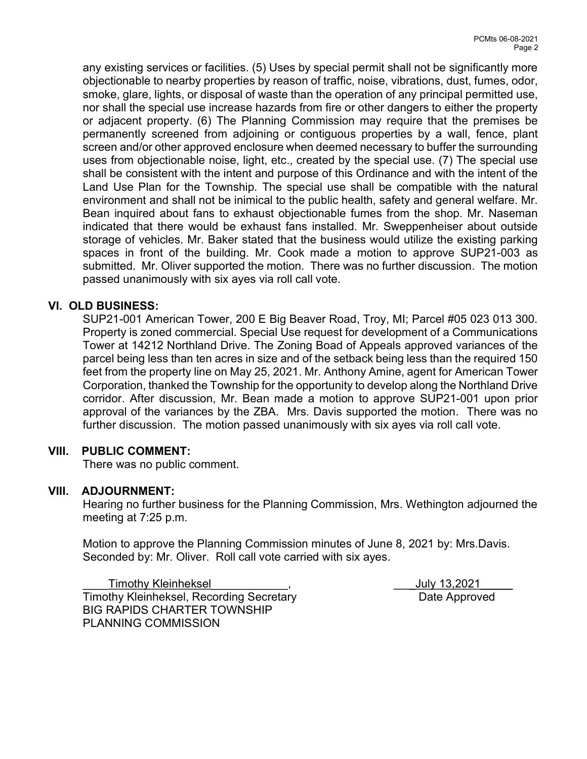any existing services or facilities. (5) Uses by special permit shall not be significantly more objectionable to nearby properties by reason of traffic, noise, vibrations, dust, fumes, odor, smoke, glare, lights, or disposal of waste than the operation of any principal permitted use, nor shall the special use increase hazards from fire or other dangers to either the property or adjacent property. (6) The Planning Commission may require that the premises be permanently screened from adjoining or contiguous properties by a wall, fence, plant screen and/or other approved enclosure when deemed necessary to buffer the surrounding uses from objectionable noise, light, etc., created by the special use. (7) The special use shall be consistent with the intent and purpose of this Ordinance and with the intent of the Land Use Plan for the Township. The special use shall be compatible with the natural environment and shall not be inimical to the public health, safety and general welfare. Mr. Bean inquired about fans to exhaust objectionable fumes from the shop. Mr. Naseman indicated that there would be exhaust fans installed. Mr. Sweppenheiser about outside storage of vehicles. Mr. Baker stated that the business would utilize the existing parking spaces in front of the building. Mr. Cook made a motion to approve SUP21-003 as submitted. Mr. Oliver supported the motion. There was no further discussion. The motion passed unanimously with six ayes via roll call vote.

## VI. OLD BUSINESS:

SUP21-001 American Tower, 200 E Big Beaver Road, Troy, MI; Parcel #05 023 013 300. Property is zoned commercial. Special Use request for development of a Communications Tower at 14212 Northland Drive. The Zoning Boad of Appeals approved variances of the parcel being less than ten acres in size and of the setback being less than the required 150 feet from the property line on May 25, 2021. Mr. Anthony Amine, agent for American Tower Corporation, thanked the Township for the opportunity to develop along the Northland Drive corridor. After discussion, Mr. Bean made a motion to approve SUP21-001 upon prior approval of the variances by the ZBA. Mrs. Davis supported the motion. There was no further discussion. The motion passed unanimously with six ayes via roll call vote.

## VIII. PUBLIC COMMENT:

There was no public comment.

## VIII. ADJOURNMENT:

Hearing no further business for the Planning Commission, Mrs. Wethington adjourned the meeting at 7:25 p.m.

Motion to approve the Planning Commission minutes of June 8, 2021 by: Mrs.Davis. Seconded by: Mr. Oliver. Roll call vote carried with six ayes.

Timothy Kleinheksel, July 13,2021

Timothy Kleinheksel, Recording Secretary — Date Approved
BIG RAPIDS CHARTER TOWNSHIP
PLANNING COMMISSION